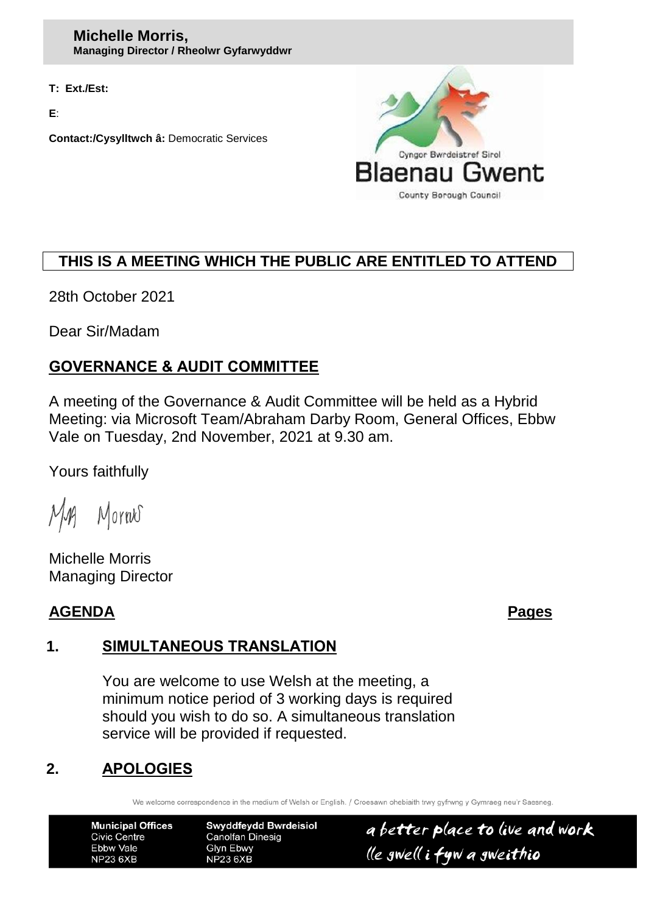**Michelle Morris,**
**Managing Director / Rheolwr Gyfarwyddwr**

**T: Ext./Est:**

**E**:

**Contact:/Cysylltwch â:** Democratic Services

Cyngor Bwrdeistref Sirol
Blaenau Gwent
County Borough Council

**THIS IS A MEETING WHICH THE PUBLIC ARE ENTITLED TO ATTEND**

28th October 2021

Dear Sir/Madam

## GOVERNANCE & AUDIT COMMITTEE

A meeting of the Governance & Audit Committee will be held as a Hybrid Meeting: via Microsoft Team/Abraham Darby Room, General Offices, Ebbw Vale on Tuesday, 2nd November, 2021 at 9.30 am.

Yours faithfully

Michelle Morris
Managing Director

**AGENDA** **Pages**

### 1. SIMULTANEOUS TRANSLATION

You are welcome to use Welsh at the meeting, a minimum notice period of 3 working days is required should you wish to do so. A simultaneous translation service will be provided if requested.

### 2. APOLOGIES

We welcome correspondence in the medium of Welsh or English. / Croesawn ohebiaith trwy gyfrwng y Gymraeg neu'r Saesneg.

| Municipal Offices | Swyddfeydd Bwrdeisiol |
|---|---|
| Civic Centre | Canolfan Dinesig |
| Ebbw Vale | Glyn Ebwy |
| NP23 6XB | NP23 6XB |

a better place to live and work
lle gwell i fyw a gweithio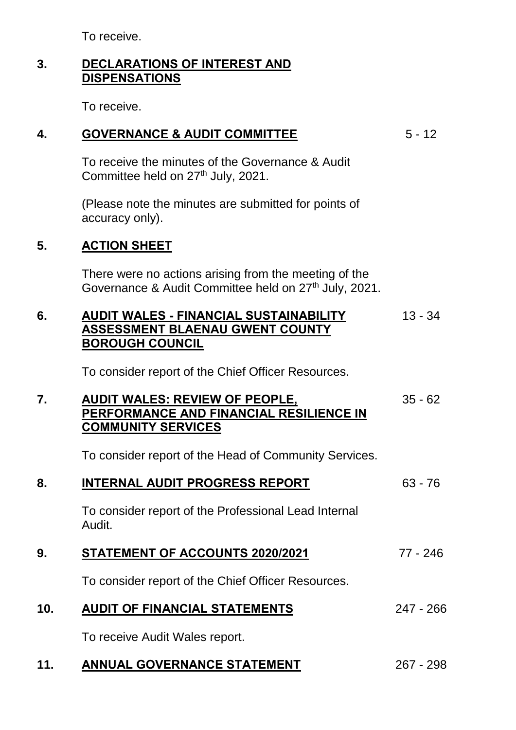To receive.

**3. DECLARATIONS OF INTEREST AND DISPENSATIONS**

To receive.

**4. GOVERNANCE & AUDIT COMMITTEE** 5 - 12

To receive the minutes of the Governance & Audit Committee held on 27th July, 2021.

(Please note the minutes are submitted for points of accuracy only).

**5. ACTION SHEET**

There were no actions arising from the meeting of the Governance & Audit Committee held on 27th July, 2021.

**6. AUDIT WALES - FINANCIAL SUSTAINABILITY ASSESSMENT BLAENAU GWENT COUNTY BOROUGH COUNCIL** 13 - 34

To consider report of the Chief Officer Resources.

**7. AUDIT WALES: REVIEW OF PEOPLE, PERFORMANCE AND FINANCIAL RESILIENCE IN COMMUNITY SERVICES** 35 - 62

To consider report of the Head of Community Services.

**8. INTERNAL AUDIT PROGRESS REPORT** 63 - 76

To consider report of the Professional Lead Internal Audit.

**9. STATEMENT OF ACCOUNTS 2020/2021** 77 - 246

To consider report of the Chief Officer Resources.

**10. AUDIT OF FINANCIAL STATEMENTS** 247 - 266

To receive Audit Wales report.

**11. ANNUAL GOVERNANCE STATEMENT** 267 - 298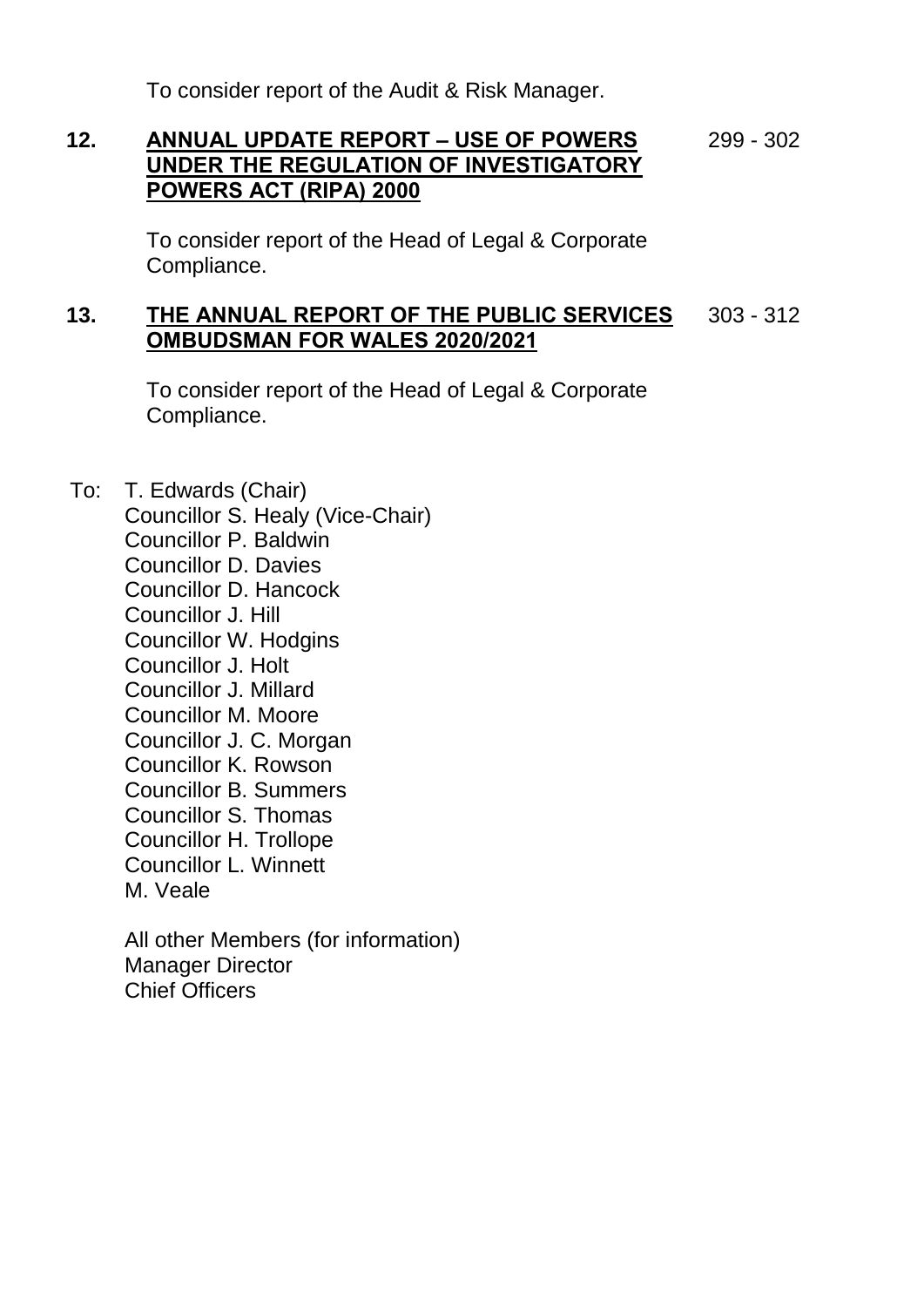To consider report of the Audit & Risk Manager.

**12. ANNUAL UPDATE REPORT – USE OF POWERS UNDER THE REGULATION OF INVESTIGATORY POWERS ACT (RIPA) 2000** 299 - 302

To consider report of the Head of Legal & Corporate Compliance.

**13. THE ANNUAL REPORT OF THE PUBLIC SERVICES OMBUDSMAN FOR WALES 2020/2021** 303 - 312

To consider report of the Head of Legal & Corporate Compliance.

To: T. Edwards (Chair)
Councillor S. Healy (Vice-Chair)
Councillor P. Baldwin
Councillor D. Davies
Councillor D. Hancock
Councillor J. Hill
Councillor W. Hodgins
Councillor J. Holt
Councillor J. Millard
Councillor M. Moore
Councillor J. C. Morgan
Councillor K. Rowson
Councillor B. Summers
Councillor S. Thomas
Councillor H. Trollope
Councillor L. Winnett
M. Veale

All other Members (for information)
Manager Director
Chief Officers